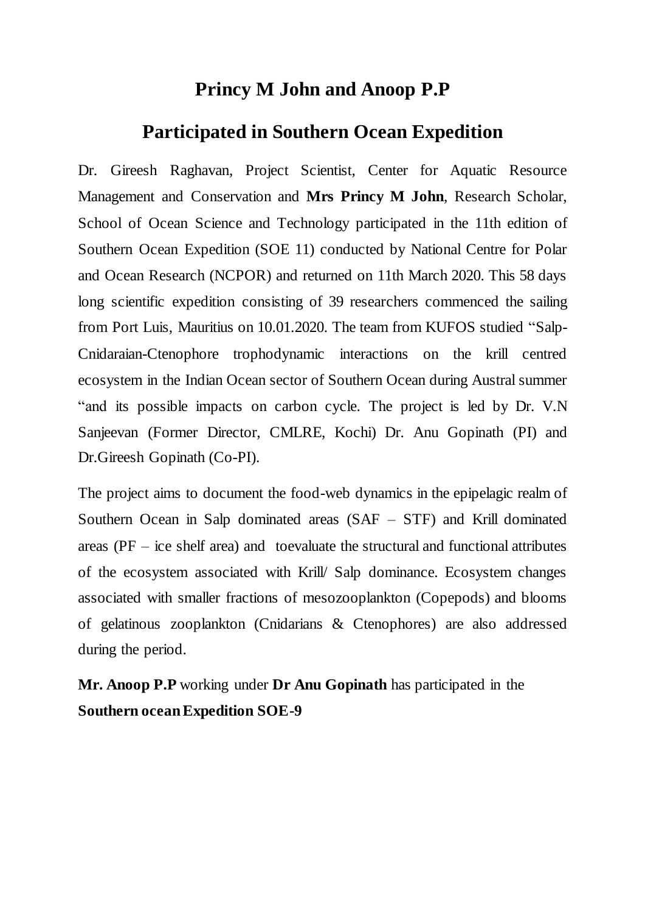# Princy M John and Anoop P.P

## Participated in Southern Ocean Expedition

Dr. Gireesh Raghavan, Project Scientist, Center for Aquatic Resource Management and Conservation and **Mrs Princy M John**, Research Scholar, School of Ocean Science and Technology participated in the 11th edition of Southern Ocean Expedition (SOE 11) conducted by National Centre for Polar and Ocean Research (NCPOR) and returned on 11th March 2020. This 58 days long scientific expedition consisting of 39 researchers commenced the sailing from Port Luis, Mauritius on 10.01.2020. The team from KUFOS studied "Salp-Cnidaraian-Ctenophore trophodynamic interactions on the krill centred ecosystem in the Indian Ocean sector of Southern Ocean during Austral summer "and its possible impacts on carbon cycle. The project is led by Dr. V.N Sanjeevan (Former Director, CMLRE, Kochi) Dr. Anu Gopinath (PI) and Dr.Gireesh Gopinath (Co-PI).

The project aims to document the food-web dynamics in the epipelagic realm of Southern Ocean in Salp dominated areas (SAF – STF) and Krill dominated areas (PF – ice shelf area) and toevaluate the structural and functional attributes of the ecosystem associated with Krill/ Salp dominance. Ecosystem changes associated with smaller fractions of mesozooplankton (Copepods) and blooms of gelatinous zooplankton (Cnidarians & Ctenophores) are also addressed during the period.

**Mr. Anoop P.P** working under **Dr Anu Gopinath** has participated in the **Southern ocean Expedition SOE-9**